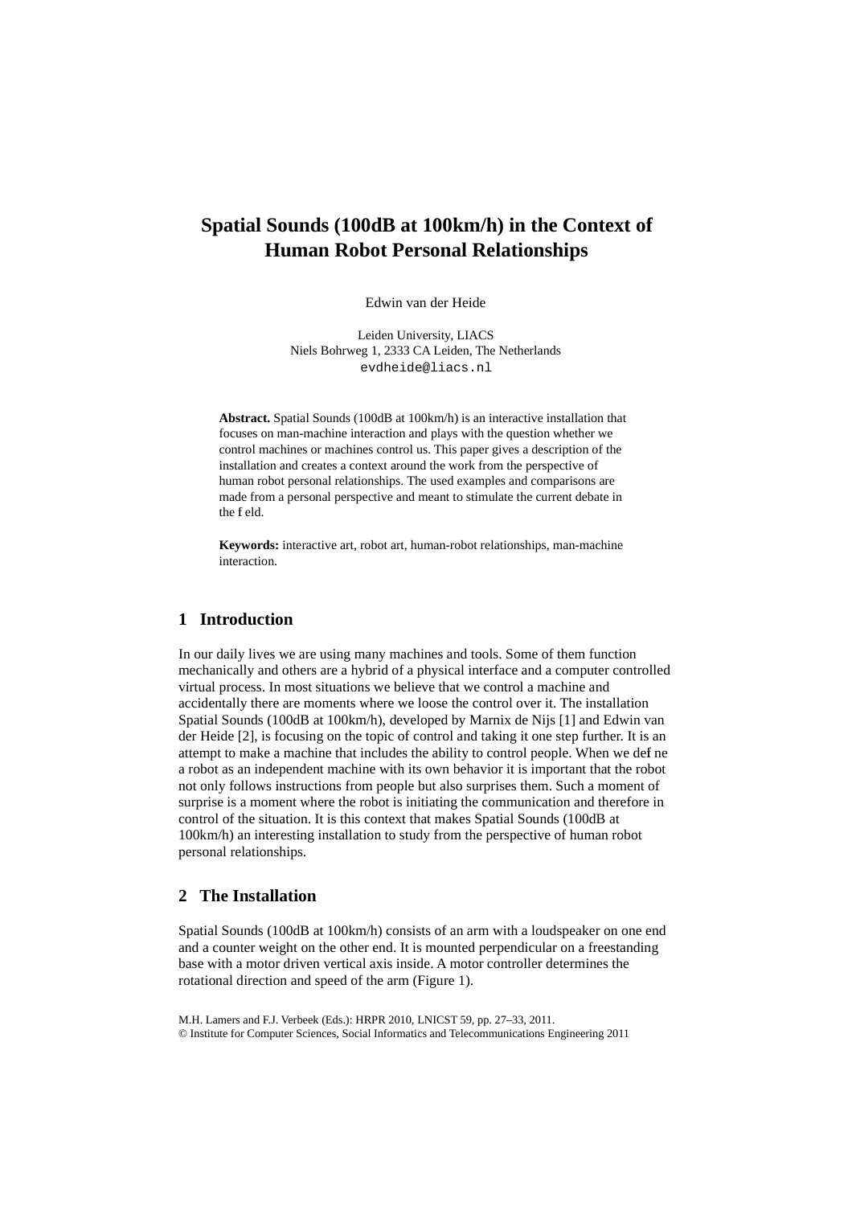# Spatial Sounds (100dB at 100km/h) in the Context of Human Robot Personal Relationships

Edwin van der Heide

Leiden University, LIACS  
Niels Bohrweg 1, 2333 CA Leiden, The Netherlands  
evdheide@liacs.nl

**Abstract.** Spatial Sounds (100dB at 100km/h) is an interactive installation that focuses on man-machine interaction and plays with the question whether we control machines or machines control us. This paper gives a description of the installation and creates a context around the work from the perspective of human robot personal relationships. The used examples and comparisons are made from a personal perspective and meant to stimulate the current debate in the field.

**Keywords:** interactive art, robot art, human-robot relationships, man-machine interaction.

## 1 Introduction

In our daily lives we are using many machines and tools. Some of them function mechanically and others are a hybrid of a physical interface and a computer controlled virtual process. In most situations we believe that we control a machine and accidentally there are moments where we loose the control over it. The installation Spatial Sounds (100dB at 100km/h), developed by Marnix de Nijs [1] and Edwin van der Heide [2], is focusing on the topic of control and taking it one step further. It is an attempt to make a machine that includes the ability to control people. When we define a robot as an independent machine with its own behavior it is important that the robot not only follows instructions from people but also surprises them. Such a moment of surprise is a moment where the robot is initiating the communication and therefore in control of the situation. It is this context that makes Spatial Sounds (100dB at 100km/h) an interesting installation to study from the perspective of human robot personal relationships.

## 2 The Installation

Spatial Sounds (100dB at 100km/h) consists of an arm with a loudspeaker on one end and a counter weight on the other end. It is mounted perpendicular on a freestanding base with a motor driven vertical axis inside. A motor controller determines the rotational direction and speed of the arm (Figure 1).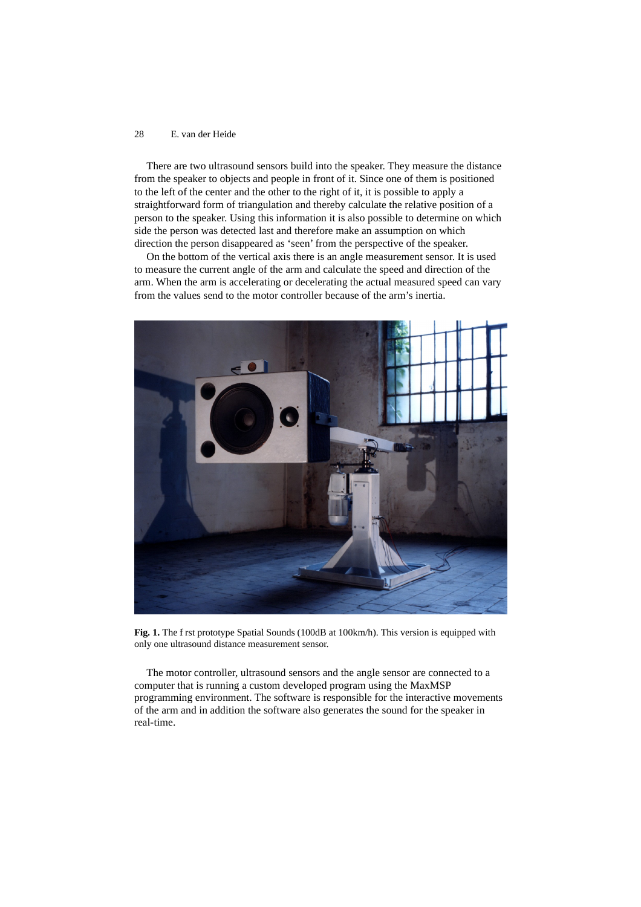There are two ultrasound sensors build into the speaker. They measure the distance from the speaker to objects and people in front of it. Since one of them is positioned to the left of the center and the other to the right of it, it is possible to apply a straightforward form of triangulation and thereby calculate the relative position of a person to the speaker. Using this information it is also possible to determine on which side the person was detected last and therefore make an assumption on which direction the person disappeared as 'seen' from the perspective of the speaker.

On the bottom of the vertical axis there is an angle measurement sensor. It is used to measure the current angle of the arm and calculate the speed and direction of the arm. When the arm is accelerating or decelerating the actual measured speed can vary from the values send to the motor controller because of the arm's inertia.

**Fig. 1.** The f rst prototype Spatial Sounds (100dB at 100km/h). This version is equipped with only one ultrasound distance measurement sensor.

The motor controller, ultrasound sensors and the angle sensor are connected to a computer that is running a custom developed program using the MaxMSP programming environment. The software is responsible for the interactive movements of the arm and in addition the software also generates the sound for the speaker in real-time.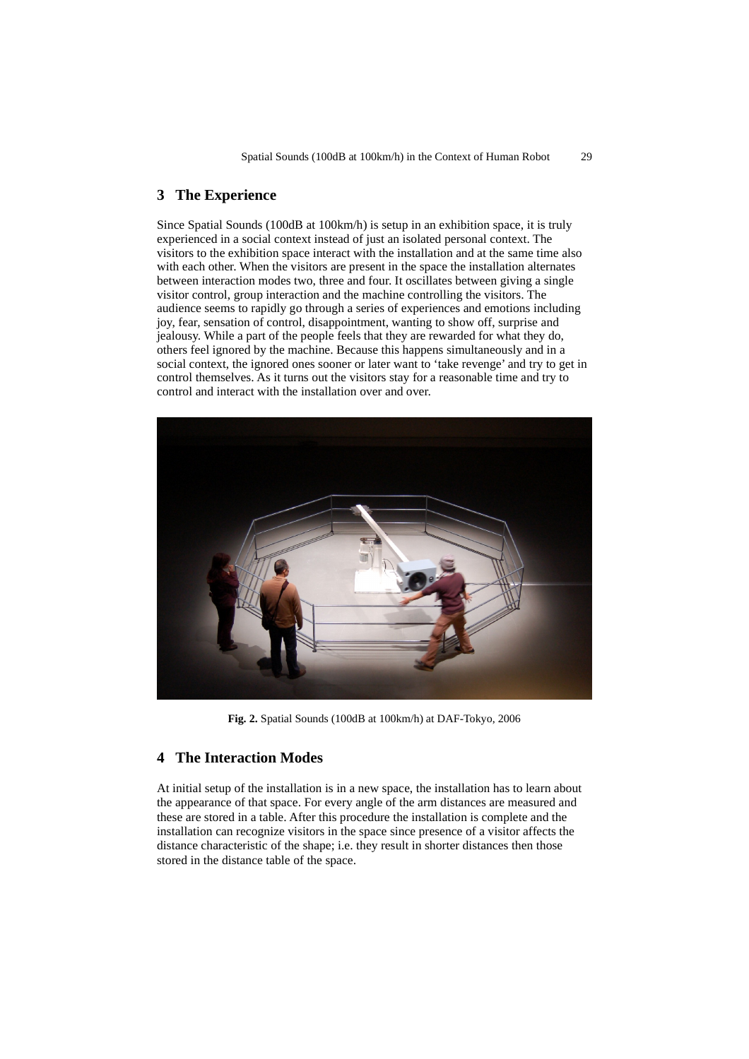## 3 The Experience

Since Spatial Sounds (100dB at 100km/h) is setup in an exhibition space, it is truly experienced in a social context instead of just an isolated personal context. The visitors to the exhibition space interact with the installation and at the same time also with each other. When the visitors are present in the space the installation alternates between interaction modes two, three and four. It oscillates between giving a single visitor control, group interaction and the machine controlling the visitors. The audience seems to rapidly go through a series of experiences and emotions including joy, fear, sensation of control, disappointment, wanting to show off, surprise and jealousy. While a part of the people feels that they are rewarded for what they do, others feel ignored by the machine. Because this happens simultaneously and in a social context, the ignored ones sooner or later want to 'take revenge' and try to get in control themselves. As it turns out the visitors stay for a reasonable time and try to control and interact with the installation over and over.

**Fig. 2.** Spatial Sounds (100dB at 100km/h) at DAF-Tokyo, 2006

## 4 The Interaction Modes

At initial setup of the installation is in a new space, the installation has to learn about the appearance of that space. For every angle of the arm distances are measured and these are stored in a table. After this procedure the installation is complete and the installation can recognize visitors in the space since presence of a visitor affects the distance characteristic of the shape; i.e. they result in shorter distances then those stored in the distance table of the space.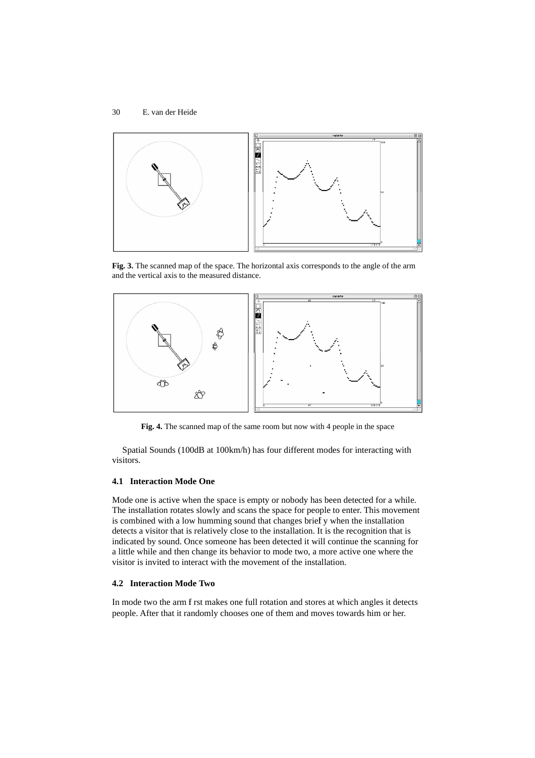**Fig. 3.** The scanned map of the space. The horizontal axis corresponds to the angle of the arm and the vertical axis to the measured distance.

**Fig. 4.** The scanned map of the same room but now with 4 people in the space

Spatial Sounds (100dB at 100km/h) has four different modes for interacting with visitors.

### 4.1 Interaction Mode One

Mode one is active when the space is empty or nobody has been detected for a while. The installation rotates slowly and scans the space for people to enter. This movement is combined with a low humming sound that changes briefly when the installation detects a visitor that is relatively close to the installation. It is the recognition that is indicated by sound. Once someone has been detected it will continue the scanning for a little while and then change its behavior to mode two, a more active one where the visitor is invited to interact with the movement of the installation.

### 4.2 Interaction Mode Two

In mode two the arm first makes one full rotation and stores at which angles it detects people. After that it randomly chooses one of them and moves towards him or her.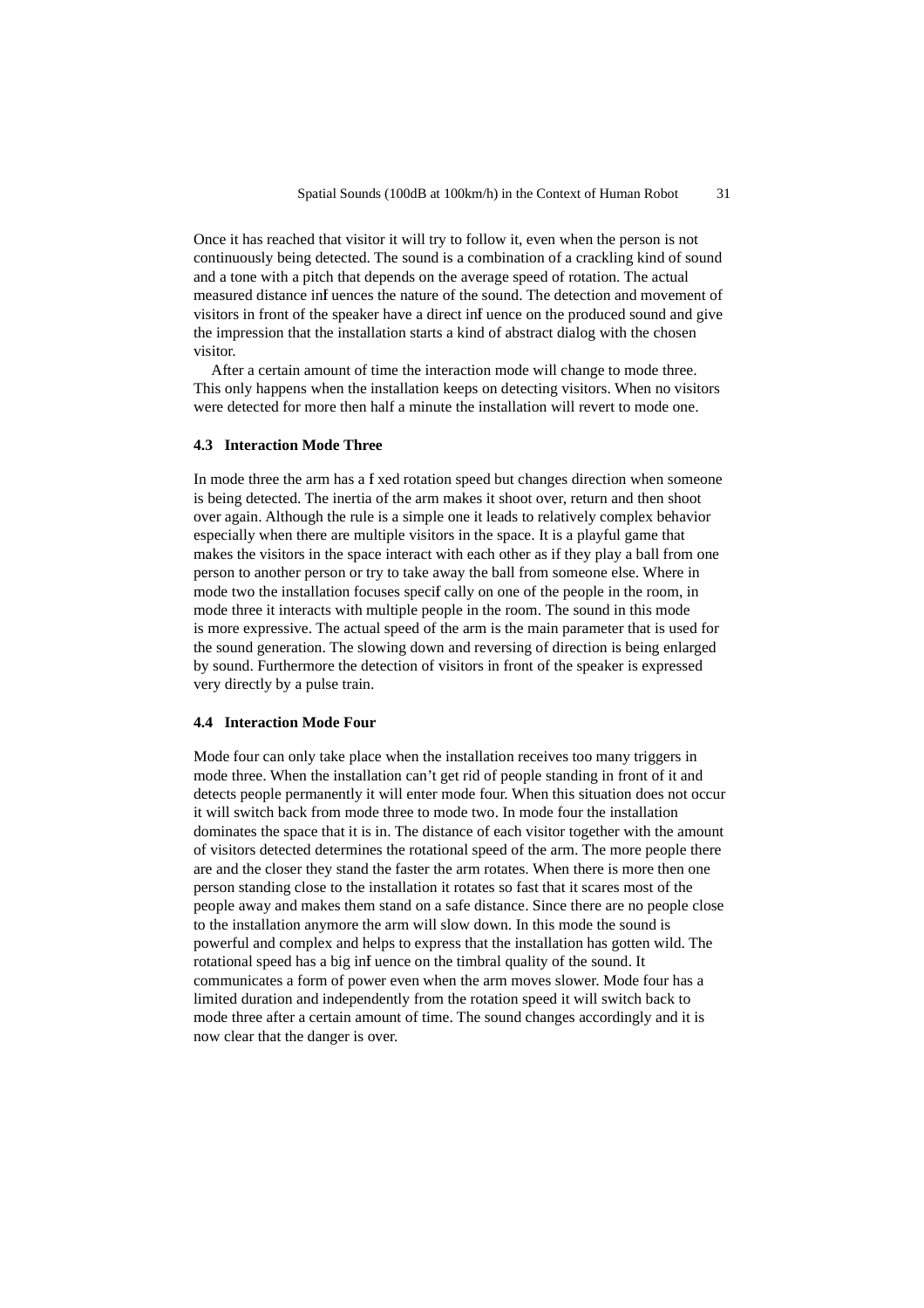Once it has reached that visitor it will try to follow it, even when the person is not continuously being detected. The sound is a combination of a crackling kind of sound and a tone with a pitch that depends on the average speed of rotation. The actual measured distance influences the nature of the sound. The detection and movement of visitors in front of the speaker have a direct influence on the produced sound and give the impression that the installation starts a kind of abstract dialog with the chosen visitor.

After a certain amount of time the interaction mode will change to mode three. This only happens when the installation keeps on detecting visitors. When no visitors were detected for more then half a minute the installation will revert to mode one.

### 4.3 Interaction Mode Three

In mode three the arm has a fixed rotation speed but changes direction when someone is being detected. The inertia of the arm makes it shoot over, return and then shoot over again. Although the rule is a simple one it leads to relatively complex behavior especially when there are multiple visitors in the space. It is a playful game that makes the visitors in the space interact with each other as if they play a ball from one person to another person or try to take away the ball from someone else. Where in mode two the installation focuses specifically on one of the people in the room, in mode three it interacts with multiple people in the room. The sound in this mode is more expressive. The actual speed of the arm is the main parameter that is used for the sound generation. The slowing down and reversing of direction is being enlarged by sound. Furthermore the detection of visitors in front of the speaker is expressed very directly by a pulse train.

### 4.4 Interaction Mode Four

Mode four can only take place when the installation receives too many triggers in mode three. When the installation can't get rid of people standing in front of it and detects people permanently it will enter mode four. When this situation does not occur it will switch back from mode three to mode two. In mode four the installation dominates the space that it is in. The distance of each visitor together with the amount of visitors detected determines the rotational speed of the arm. The more people there are and the closer they stand the faster the arm rotates. When there is more then one person standing close to the installation it rotates so fast that it scares most of the people away and makes them stand on a safe distance. Since there are no people close to the installation anymore the arm will slow down. In this mode the sound is powerful and complex and helps to express that the installation has gotten wild. The rotational speed has a big influence on the timbral quality of the sound. It communicates a form of power even when the arm moves slower. Mode four has a limited duration and independently from the rotation speed it will switch back to mode three after a certain amount of time. The sound changes accordingly and it is now clear that the danger is over.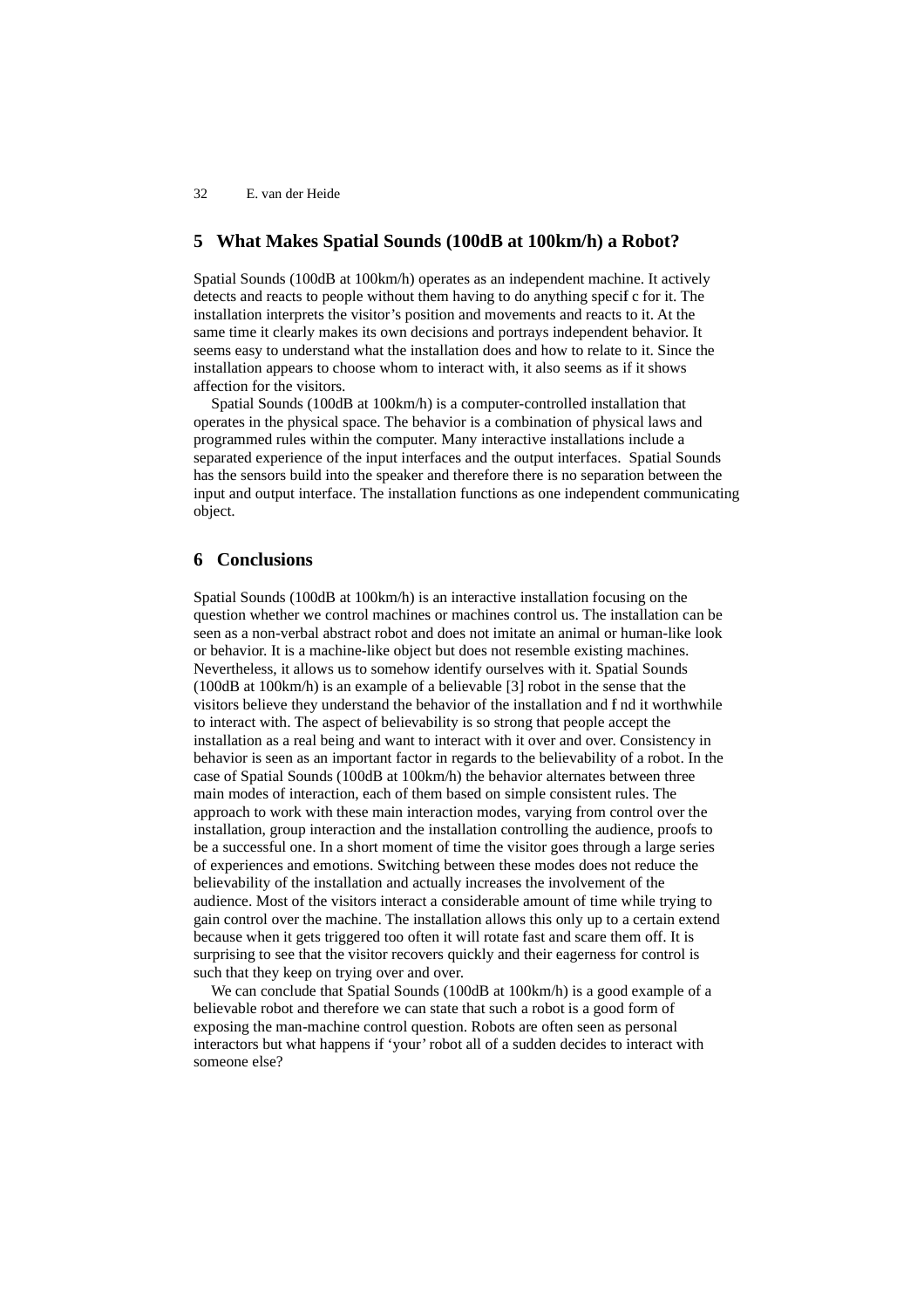## 5 What Makes Spatial Sounds (100dB at 100km/h) a Robot?

Spatial Sounds (100dB at 100km/h) operates as an independent machine. It actively detects and reacts to people without them having to do anything specific for it. The installation interprets the visitor's position and movements and reacts to it. At the same time it clearly makes its own decisions and portrays independent behavior. It seems easy to understand what the installation does and how to relate to it. Since the installation appears to choose whom to interact with, it also seems as if it shows affection for the visitors.

Spatial Sounds (100dB at 100km/h) is a computer-controlled installation that operates in the physical space. The behavior is a combination of physical laws and programmed rules within the computer. Many interactive installations include a separated experience of the input interfaces and the output interfaces. Spatial Sounds has the sensors build into the speaker and therefore there is no separation between the input and output interface. The installation functions as one independent communicating object.

## 6 Conclusions

Spatial Sounds (100dB at 100km/h) is an interactive installation focusing on the question whether we control machines or machines control us. The installation can be seen as a non-verbal abstract robot and does not imitate an animal or human-like look or behavior. It is a machine-like object but does not resemble existing machines. Nevertheless, it allows us to somehow identify ourselves with it. Spatial Sounds (100dB at 100km/h) is an example of a believable [3] robot in the sense that the visitors believe they understand the behavior of the installation and find it worthwhile to interact with. The aspect of believability is so strong that people accept the installation as a real being and want to interact with it over and over. Consistency in behavior is seen as an important factor in regards to the believability of a robot. In the case of Spatial Sounds (100dB at 100km/h) the behavior alternates between three main modes of interaction, each of them based on simple consistent rules. The approach to work with these main interaction modes, varying from control over the installation, group interaction and the installation controlling the audience, proofs to be a successful one. In a short moment of time the visitor goes through a large series of experiences and emotions. Switching between these modes does not reduce the believability of the installation and actually increases the involvement of the audience. Most of the visitors interact a considerable amount of time while trying to gain control over the machine. The installation allows this only up to a certain extend because when it gets triggered too often it will rotate fast and scare them off. It is surprising to see that the visitor recovers quickly and their eagerness for control is such that they keep on trying over and over.

We can conclude that Spatial Sounds (100dB at 100km/h) is a good example of a believable robot and therefore we can state that such a robot is a good form of exposing the man-machine control question. Robots are often seen as personal interactors but what happens if 'your' robot all of a sudden decides to interact with someone else?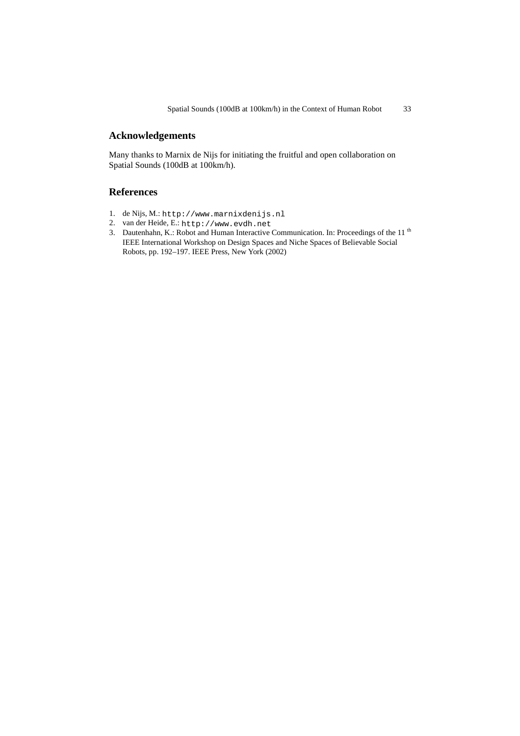## Acknowledgements

Many thanks to Marnix de Nijs for initiating the fruitful and open collaboration on Spatial Sounds (100dB at 100km/h).

## References

1. de Nijs, M.: `http://www.marnixdenijs.nl`
2. van der Heide, E.: `http://www.evdh.net`
3. Dautenhahn, K.: Robot and Human Interactive Communication. In: Proceedings of the 11 th IEEE International Workshop on Design Spaces and Niche Spaces of Believable Social Robots, pp. 192–197. IEEE Press, New York (2002)